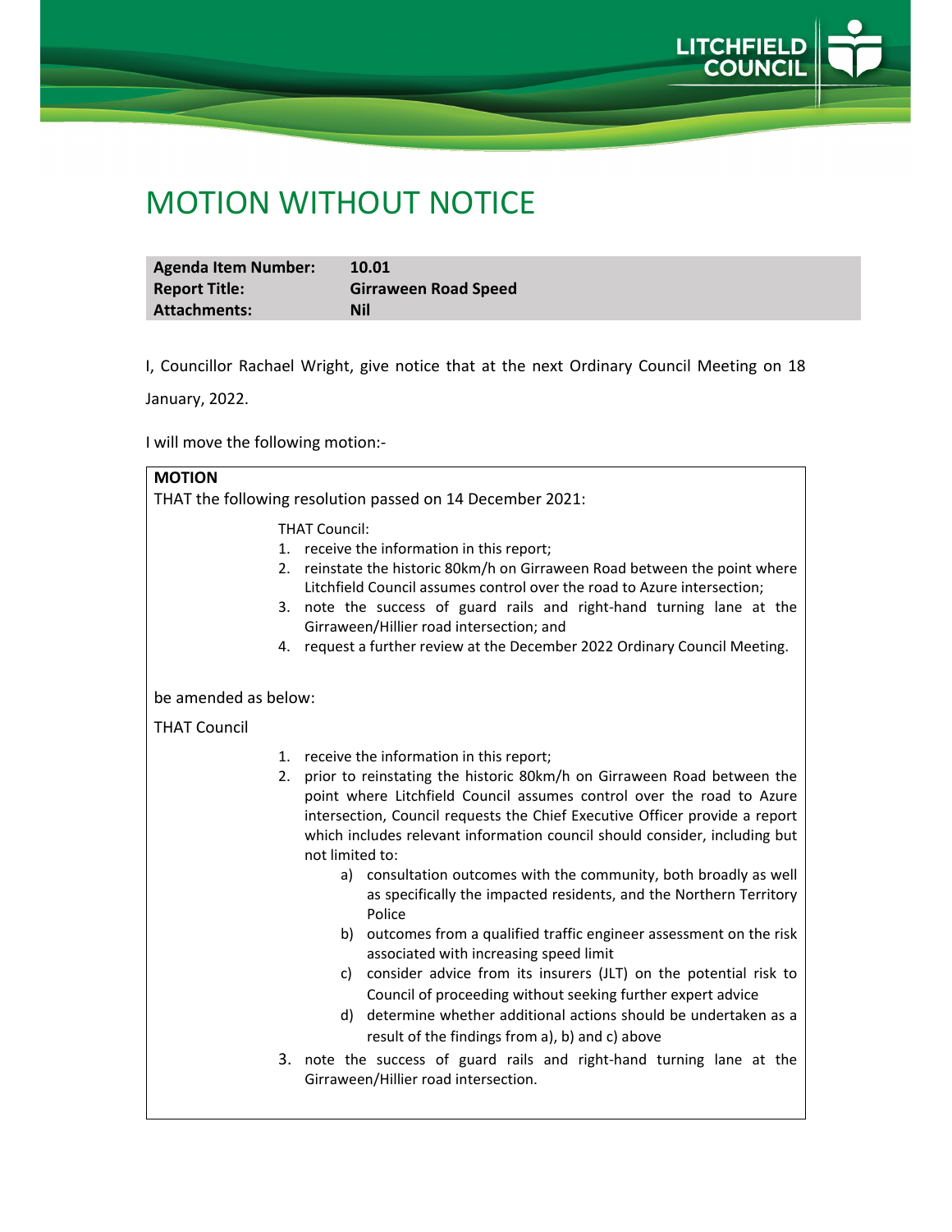# MOTION WITHOUT NOTICE

| Agenda Item Number: | 10.01 |
| --- | --- |
| Report Title: | Girraween Road Speed |
| Attachments: | Nil |

I, Councillor Rachael Wright, give notice that at the next Ordinary Council Meeting on 18 January, 2022.

I will move the following motion:-

**MOTION**

THAT the following resolution passed on 14 December 2021:

THAT Council:

1. receive the information in this report;
2. reinstate the historic 80km/h on Girraween Road between the point where Litchfield Council assumes control over the road to Azure intersection;
3. note the success of guard rails and right-hand turning lane at the Girraween/Hillier road intersection; and
4. request a further review at the December 2022 Ordinary Council Meeting.

be amended as below:

THAT Council

1. receive the information in this report;
2. prior to reinstating the historic 80km/h on Girraween Road between the point where Litchfield Council assumes control over the road to Azure intersection, Council requests the Chief Executive Officer provide a report which includes relevant information council should consider, including but not limited to:
   a) consultation outcomes with the community, both broadly as well as specifically the impacted residents, and the Northern Territory Police
   b) outcomes from a qualified traffic engineer assessment on the risk associated with increasing speed limit
   c) consider advice from its insurers (JLT) on the potential risk to Council of proceeding without seeking further expert advice
   d) determine whether additional actions should be undertaken as a result of the findings from a), b) and c) above
3. note the success of guard rails and right-hand turning lane at the Girraween/Hillier road intersection.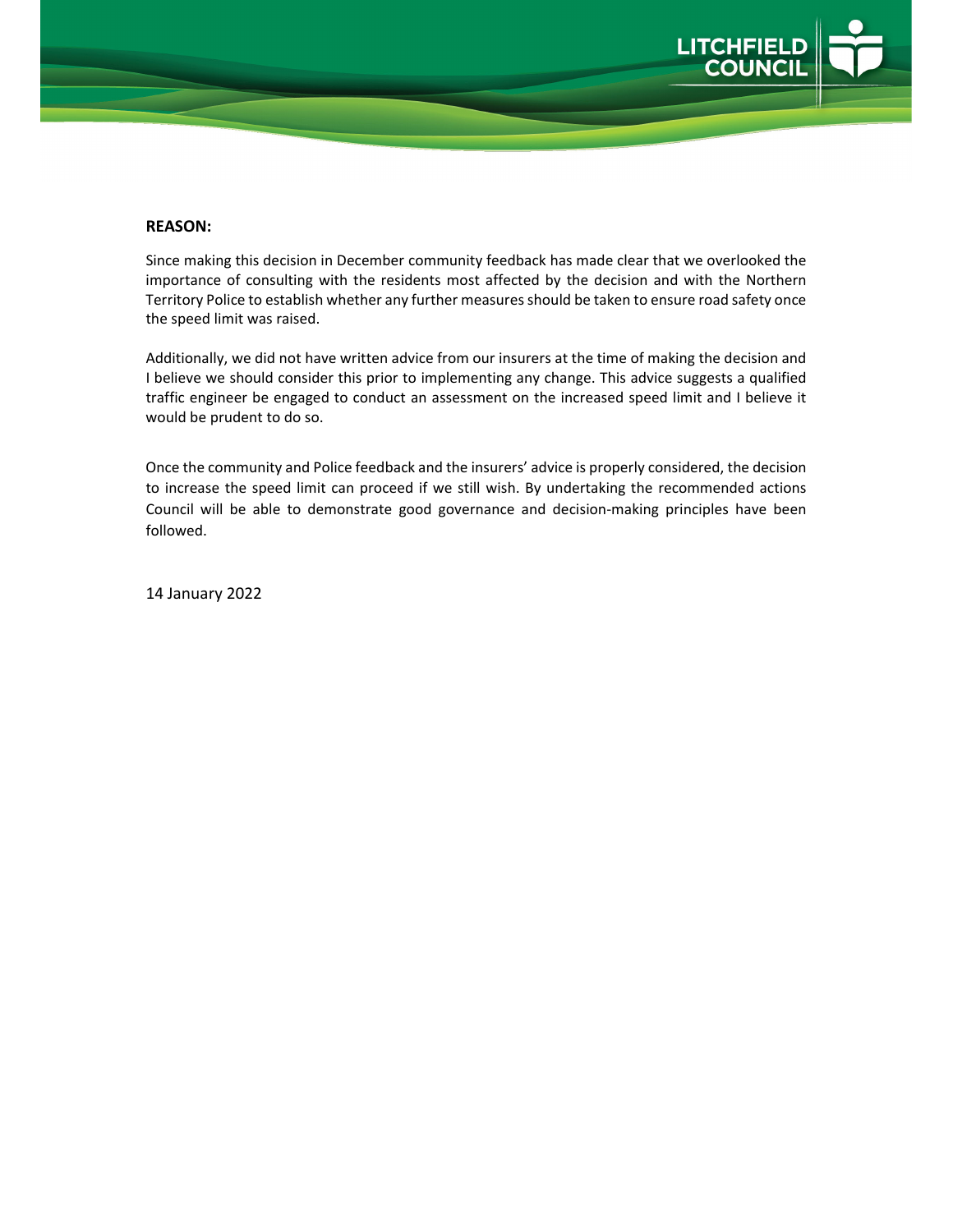**REASON:**

Since making this decision in December community feedback has made clear that we overlooked the importance of consulting with the residents most affected by the decision and with the Northern Territory Police to establish whether any further measures should be taken to ensure road safety once the speed limit was raised.

Additionally, we did not have written advice from our insurers at the time of making the decision and I believe we should consider this prior to implementing any change. This advice suggests a qualified traffic engineer be engaged to conduct an assessment on the increased speed limit and I believe it would be prudent to do so.

Once the community and Police feedback and the insurers' advice is properly considered, the decision to increase the speed limit can proceed if we still wish. By undertaking the recommended actions Council will be able to demonstrate good governance and decision-making principles have been followed.

14 January 2022